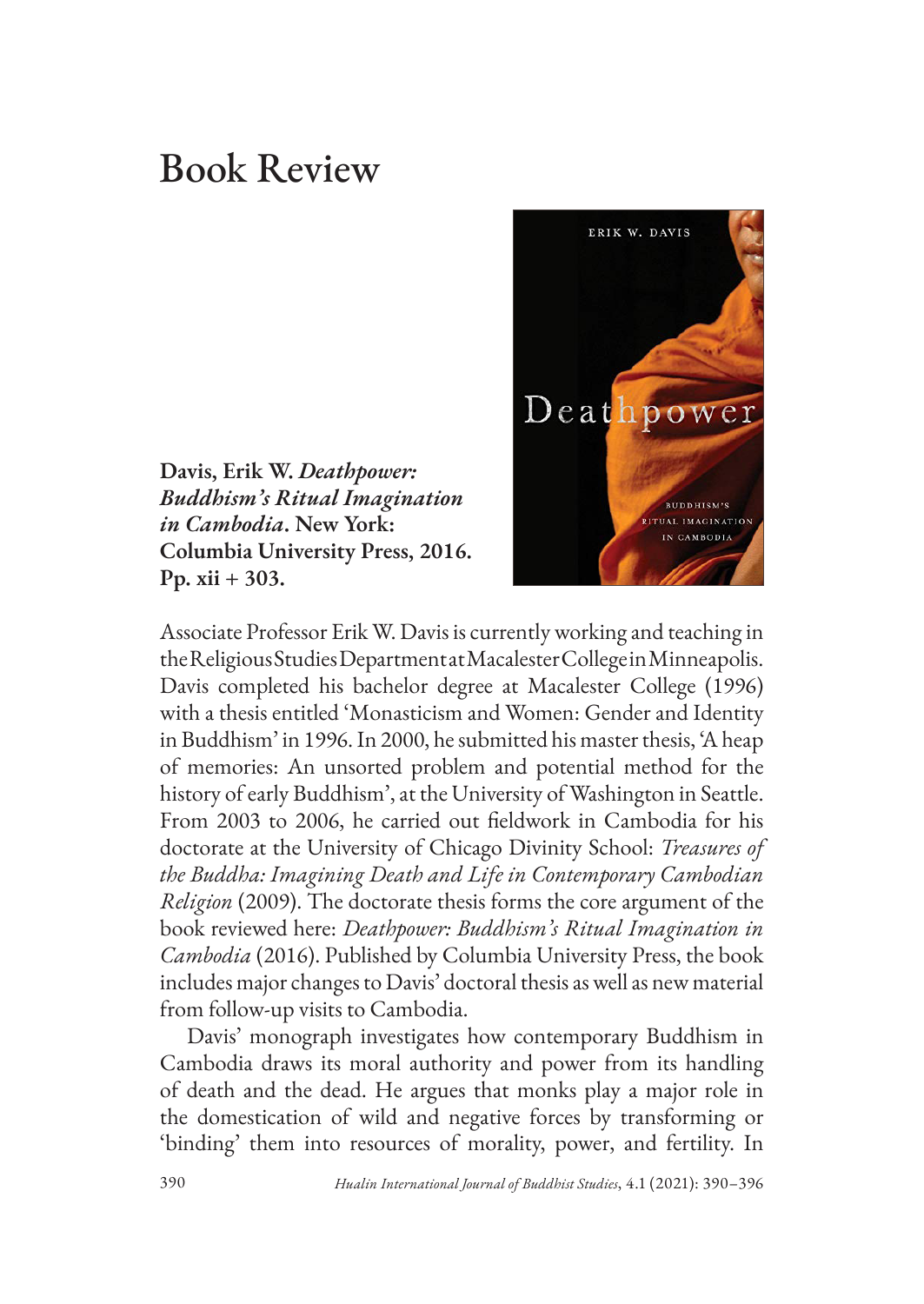# Book Review

**Davis, Erik W. *Deathpower: Buddhism's Ritual Imagination in Cambodia*. New York: Columbia University Press, 2016. Pp. xii + 303.**

Associate Professor Erik W. Davis is currently working and teaching in the Religious Studies Department at Macalester College in Minneapolis. Davis completed his bachelor degree at Macalester College (1996) with a thesis entitled 'Monasticism and Women: Gender and Identity in Buddhism' in 1996. In 2000, he submitted his master thesis, 'A heap of memories: An unsorted problem and potential method for the history of early Buddhism', at the University of Washington in Seattle. From 2003 to 2006, he carried out fieldwork in Cambodia for his doctorate at the University of Chicago Divinity School: *Treasures of the Buddha: Imagining Death and Life in Contemporary Cambodian Religion* (2009). The doctorate thesis forms the core argument of the book reviewed here: *Deathpower: Buddhism's Ritual Imagination in Cambodia* (2016). Published by Columbia University Press, the book includes major changes to Davis' doctoral thesis as well as new material from follow-up visits to Cambodia.

Davis' monograph investigates how contemporary Buddhism in Cambodia draws its moral authority and power from its handling of death and the dead. He argues that monks play a major role in the domestication of wild and negative forces by transforming or 'binding' them into resources of morality, power, and fertility. In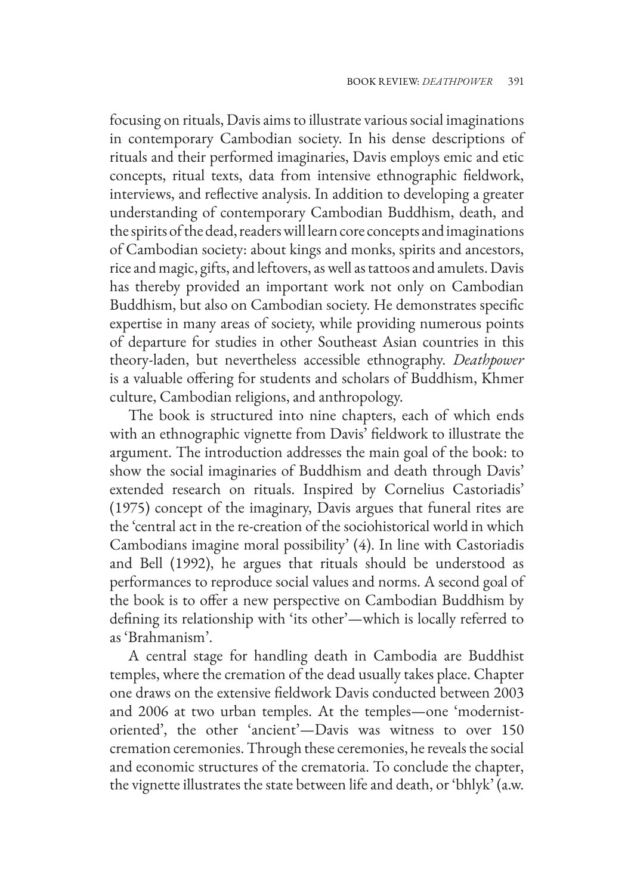focusing on rituals, Davis aims to illustrate various social imaginations in contemporary Cambodian society. In his dense descriptions of rituals and their performed imaginaries, Davis employs emic and etic concepts, ritual texts, data from intensive ethnographic fieldwork, interviews, and reflective analysis. In addition to developing a greater understanding of contemporary Cambodian Buddhism, death, and the spirits of the dead, readers will learn core concepts and imaginations of Cambodian society: about kings and monks, spirits and ancestors, rice and magic, gifts, and leftovers, as well as tattoos and amulets. Davis has thereby provided an important work not only on Cambodian Buddhism, but also on Cambodian society. He demonstrates specific expertise in many areas of society, while providing numerous points of departure for studies in other Southeast Asian countries in this theory-laden, but nevertheless accessible ethnography. *Deathpower* is a valuable offering for students and scholars of Buddhism, Khmer culture, Cambodian religions, and anthropology.

The book is structured into nine chapters, each of which ends with an ethnographic vignette from Davis' fieldwork to illustrate the argument. The introduction addresses the main goal of the book: to show the social imaginaries of Buddhism and death through Davis' extended research on rituals. Inspired by Cornelius Castoriadis' (1975) concept of the imaginary, Davis argues that funeral rites are the 'central act in the re-creation of the sociohistorical world in which Cambodians imagine moral possibility' (4). In line with Castoriadis and Bell (1992), he argues that rituals should be understood as performances to reproduce social values and norms. A second goal of the book is to offer a new perspective on Cambodian Buddhism by defining its relationship with 'its other'—which is locally referred to as 'Brahmanism'.

A central stage for handling death in Cambodia are Buddhist temples, where the cremation of the dead usually takes place. Chapter one draws on the extensive fieldwork Davis conducted between 2003 and 2006 at two urban temples. At the temples—one 'modernist-oriented', the other 'ancient'—Davis was witness to over 150 cremation ceremonies. Through these ceremonies, he reveals the social and economic structures of the crematoria. To conclude the chapter, the vignette illustrates the state between life and death, or 'bhlyk' (a.w.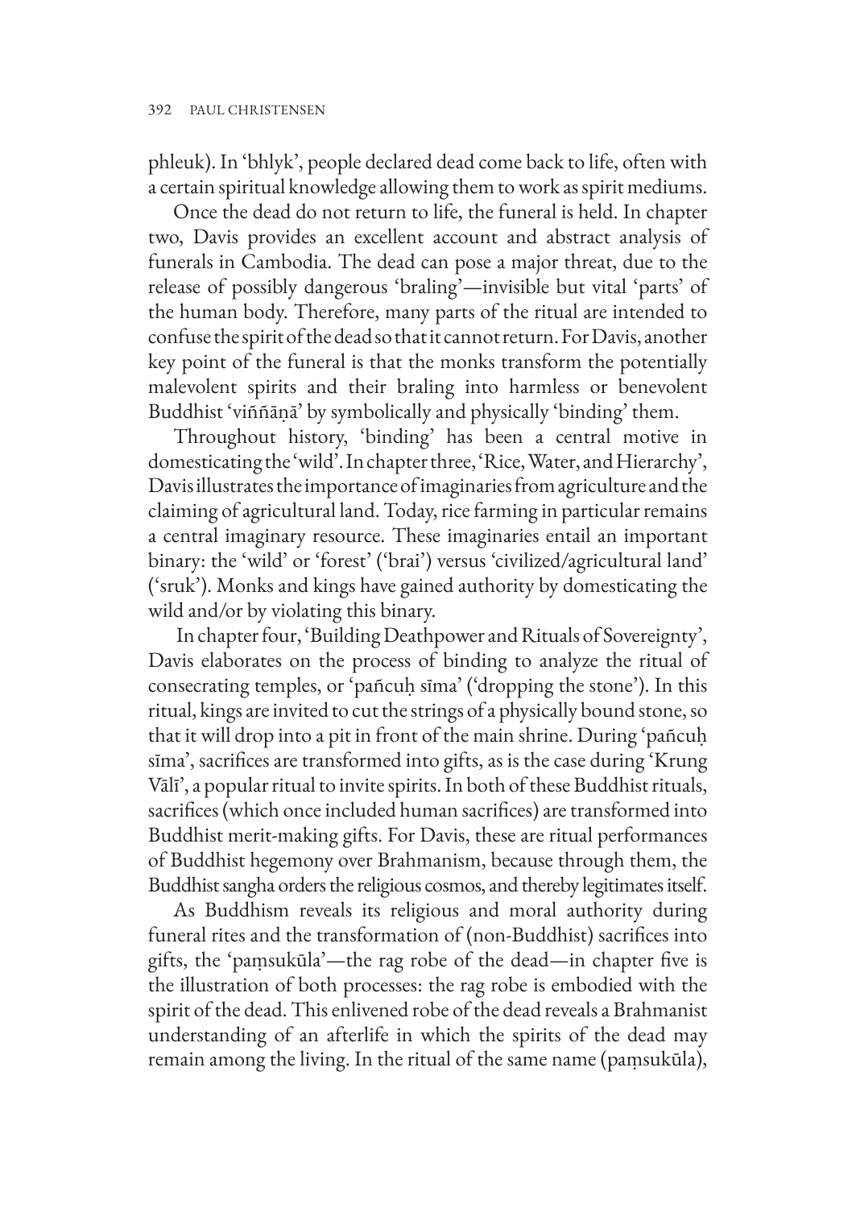phleuk). In 'bhlyk', people declared dead come back to life, often with a certain spiritual knowledge allowing them to work as spirit mediums.

Once the dead do not return to life, the funeral is held. In chapter two, Davis provides an excellent account and abstract analysis of funerals in Cambodia. The dead can pose a major threat, due to the release of possibly dangerous 'braling'—invisible but vital 'parts' of the human body. Therefore, many parts of the ritual are intended to confuse the spirit of the dead so that it cannot return. For Davis, another key point of the funeral is that the monks transform the potentially malevolent spirits and their braling into harmless or benevolent Buddhist 'viññāṇā' by symbolically and physically 'binding' them.

Throughout history, 'binding' has been a central motive in domesticating the 'wild'. In chapter three, 'Rice, Water, and Hierarchy', Davis illustrates the importance of imaginaries from agriculture and the claiming of agricultural land. Today, rice farming in particular remains a central imaginary resource. These imaginaries entail an important binary: the 'wild' or 'forest' ('brai') versus 'civilized/agricultural land' ('sruk'). Monks and kings have gained authority by domesticating the wild and/or by violating this binary.

In chapter four, 'Building Deathpower and Rituals of Sovereignty', Davis elaborates on the process of binding to analyze the ritual of consecrating temples, or 'pañcuḥ sīma' ('dropping the stone'). In this ritual, kings are invited to cut the strings of a physically bound stone, so that it will drop into a pit in front of the main shrine. During 'pañcuḥ sīma', sacrifices are transformed into gifts, as is the case during 'Krung Vālī', a popular ritual to invite spirits. In both of these Buddhist rituals, sacrifices (which once included human sacrifices) are transformed into Buddhist merit-making gifts. For Davis, these are ritual performances of Buddhist hegemony over Brahmanism, because through them, the Buddhist sangha orders the religious cosmos, and thereby legitimates itself.

As Buddhism reveals its religious and moral authority during funeral rites and the transformation of (non-Buddhist) sacrifices into gifts, the 'paṃsukūla'—the rag robe of the dead—in chapter five is the illustration of both processes: the rag robe is embodied with the spirit of the dead. This enlivened robe of the dead reveals a Brahmanist understanding of an afterlife in which the spirits of the dead may remain among the living. In the ritual of the same name (paṃsukūla),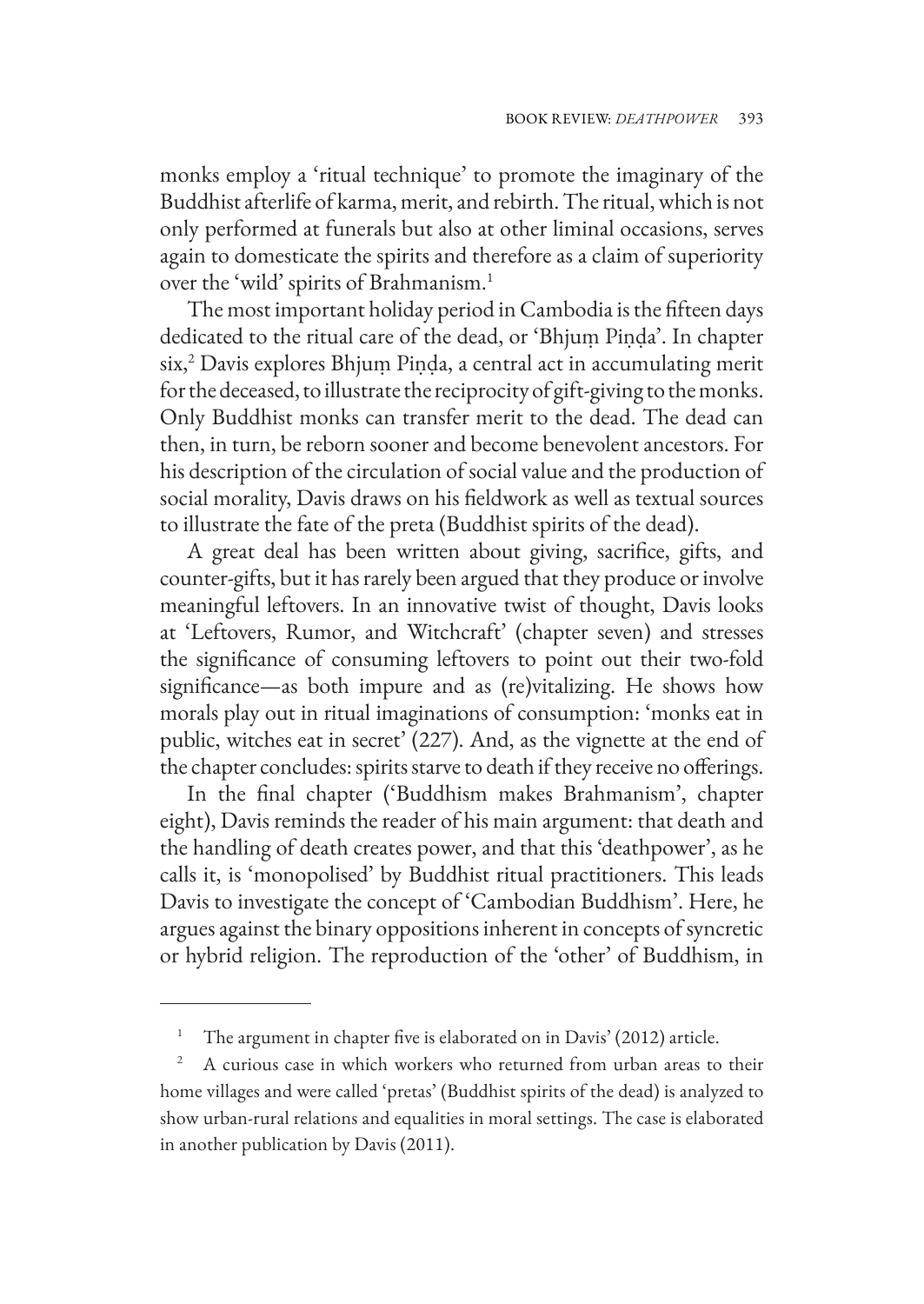monks employ a 'ritual technique' to promote the imaginary of the Buddhist afterlife of karma, merit, and rebirth. The ritual, which is not only performed at funerals but also at other liminal occasions, serves again to domesticate the spirits and therefore as a claim of superiority over the 'wild' spirits of Brahmanism.[1]

The most important holiday period in Cambodia is the fifteen days dedicated to the ritual care of the dead, or 'Bhjuṃ Piṇḍa'. In chapter six,[2] Davis explores Bhjuṃ Piṇḍa, a central act in accumulating merit for the deceased, to illustrate the reciprocity of gift-giving to the monks. Only Buddhist monks can transfer merit to the dead. The dead can then, in turn, be reborn sooner and become benevolent ancestors. For his description of the circulation of social value and the production of social morality, Davis draws on his fieldwork as well as textual sources to illustrate the fate of the preta (Buddhist spirits of the dead).

A great deal has been written about giving, sacrifice, gifts, and counter-gifts, but it has rarely been argued that they produce or involve meaningful leftovers. In an innovative twist of thought, Davis looks at 'Leftovers, Rumor, and Witchcraft' (chapter seven) and stresses the significance of consuming leftovers to point out their two-fold significance—as both impure and as (re)vitalizing. He shows how morals play out in ritual imaginations of consumption: 'monks eat in public, witches eat in secret' (227). And, as the vignette at the end of the chapter concludes: spirits starve to death if they receive no offerings.

In the final chapter ('Buddhism makes Brahmanism', chapter eight), Davis reminds the reader of his main argument: that death and the handling of death creates power, and that this 'deathpower', as he calls it, is 'monopolised' by Buddhist ritual practitioners. This leads Davis to investigate the concept of 'Cambodian Buddhism'. Here, he argues against the binary oppositions inherent in concepts of syncretic or hybrid religion. The reproduction of the 'other' of Buddhism, in

---

[1] The argument in chapter five is elaborated on in Davis' (2012) article.

[2] A curious case in which workers who returned from urban areas to their home villages and were called 'pretas' (Buddhist spirits of the dead) is analyzed to show urban-rural relations and equalities in moral settings. The case is elaborated in another publication by Davis (2011).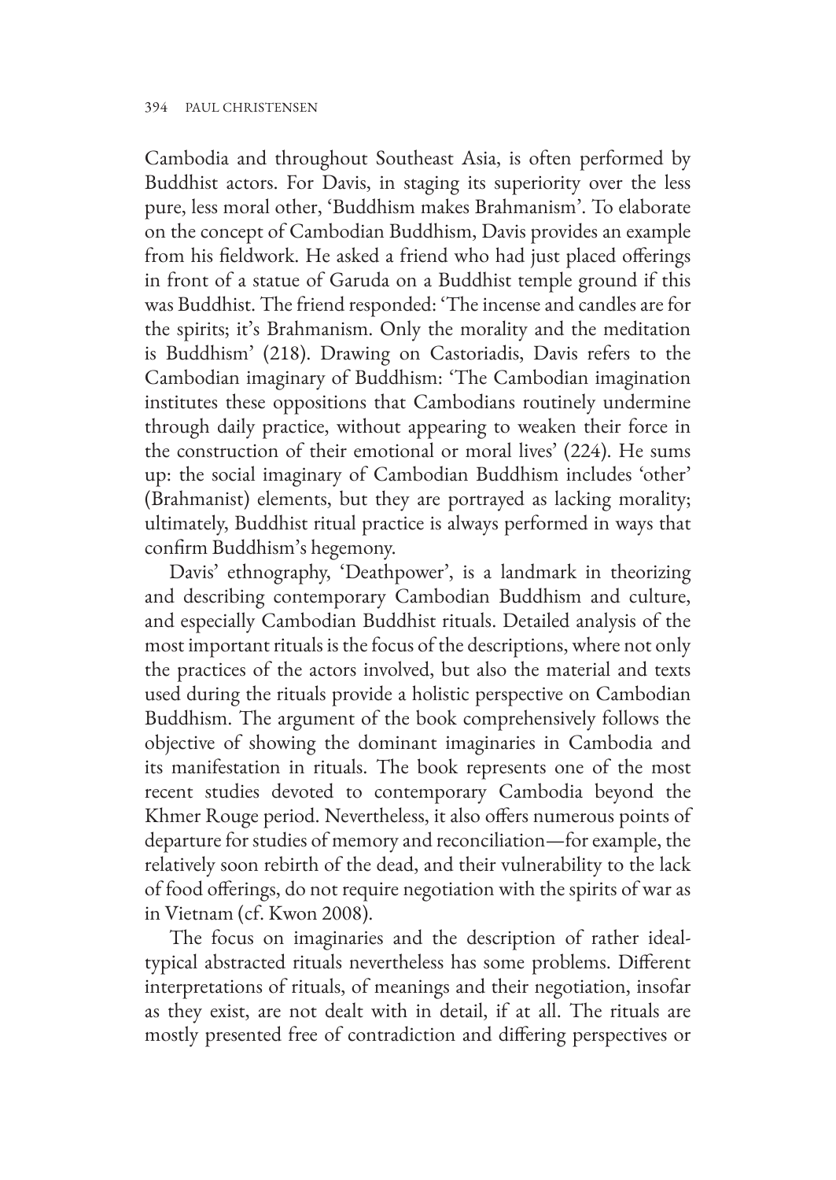Cambodia and throughout Southeast Asia, is often performed by Buddhist actors. For Davis, in staging its superiority over the less pure, less moral other, 'Buddhism makes Brahmanism'. To elaborate on the concept of Cambodian Buddhism, Davis provides an example from his fieldwork. He asked a friend who had just placed offerings in front of a statue of Garuda on a Buddhist temple ground if this was Buddhist. The friend responded: 'The incense and candles are for the spirits; it's Brahmanism. Only the morality and the meditation is Buddhism' (218). Drawing on Castoriadis, Davis refers to the Cambodian imaginary of Buddhism: 'The Cambodian imagination institutes these oppositions that Cambodians routinely undermine through daily practice, without appearing to weaken their force in the construction of their emotional or moral lives' (224). He sums up: the social imaginary of Cambodian Buddhism includes 'other' (Brahmanist) elements, but they are portrayed as lacking morality; ultimately, Buddhist ritual practice is always performed in ways that confirm Buddhism's hegemony.

Davis' ethnography, 'Deathpower', is a landmark in theorizing and describing contemporary Cambodian Buddhism and culture, and especially Cambodian Buddhist rituals. Detailed analysis of the most important rituals is the focus of the descriptions, where not only the practices of the actors involved, but also the material and texts used during the rituals provide a holistic perspective on Cambodian Buddhism. The argument of the book comprehensively follows the objective of showing the dominant imaginaries in Cambodia and its manifestation in rituals. The book represents one of the most recent studies devoted to contemporary Cambodia beyond the Khmer Rouge period. Nevertheless, it also offers numerous points of departure for studies of memory and reconciliation—for example, the relatively soon rebirth of the dead, and their vulnerability to the lack of food offerings, do not require negotiation with the spirits of war as in Vietnam (cf. Kwon 2008).

The focus on imaginaries and the description of rather ideal-typical abstracted rituals nevertheless has some problems. Different interpretations of rituals, of meanings and their negotiation, insofar as they exist, are not dealt with in detail, if at all. The rituals are mostly presented free of contradiction and differing perspectives or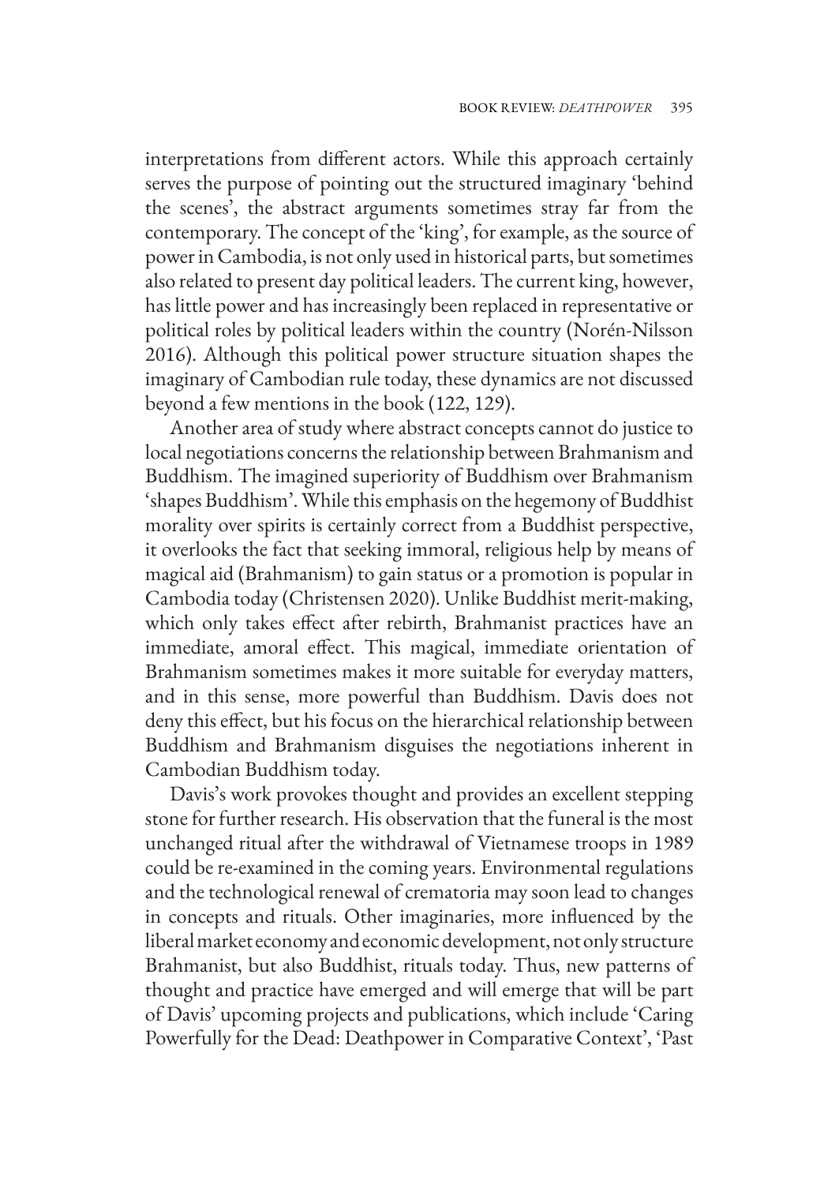interpretations from different actors. While this approach certainly serves the purpose of pointing out the structured imaginary 'behind the scenes', the abstract arguments sometimes stray far from the contemporary. The concept of the 'king', for example, as the source of power in Cambodia, is not only used in historical parts, but sometimes also related to present day political leaders. The current king, however, has little power and has increasingly been replaced in representative or political roles by political leaders within the country (Norén-Nilsson 2016). Although this political power structure situation shapes the imaginary of Cambodian rule today, these dynamics are not discussed beyond a few mentions in the book (122, 129).

Another area of study where abstract concepts cannot do justice to local negotiations concerns the relationship between Brahmanism and Buddhism. The imagined superiority of Buddhism over Brahmanism 'shapes Buddhism'. While this emphasis on the hegemony of Buddhist morality over spirits is certainly correct from a Buddhist perspective, it overlooks the fact that seeking immoral, religious help by means of magical aid (Brahmanism) to gain status or a promotion is popular in Cambodia today (Christensen 2020). Unlike Buddhist merit-making, which only takes effect after rebirth, Brahmanist practices have an immediate, amoral effect. This magical, immediate orientation of Brahmanism sometimes makes it more suitable for everyday matters, and in this sense, more powerful than Buddhism. Davis does not deny this effect, but his focus on the hierarchical relationship between Buddhism and Brahmanism disguises the negotiations inherent in Cambodian Buddhism today.

Davis's work provokes thought and provides an excellent stepping stone for further research. His observation that the funeral is the most unchanged ritual after the withdrawal of Vietnamese troops in 1989 could be re-examined in the coming years. Environmental regulations and the technological renewal of crematoria may soon lead to changes in concepts and rituals. Other imaginaries, more influenced by the liberal market economy and economic development, not only structure Brahmanist, but also Buddhist, rituals today. Thus, new patterns of thought and practice have emerged and will emerge that will be part of Davis' upcoming projects and publications, which include 'Caring Powerfully for the Dead: Deathpower in Comparative Context', 'Past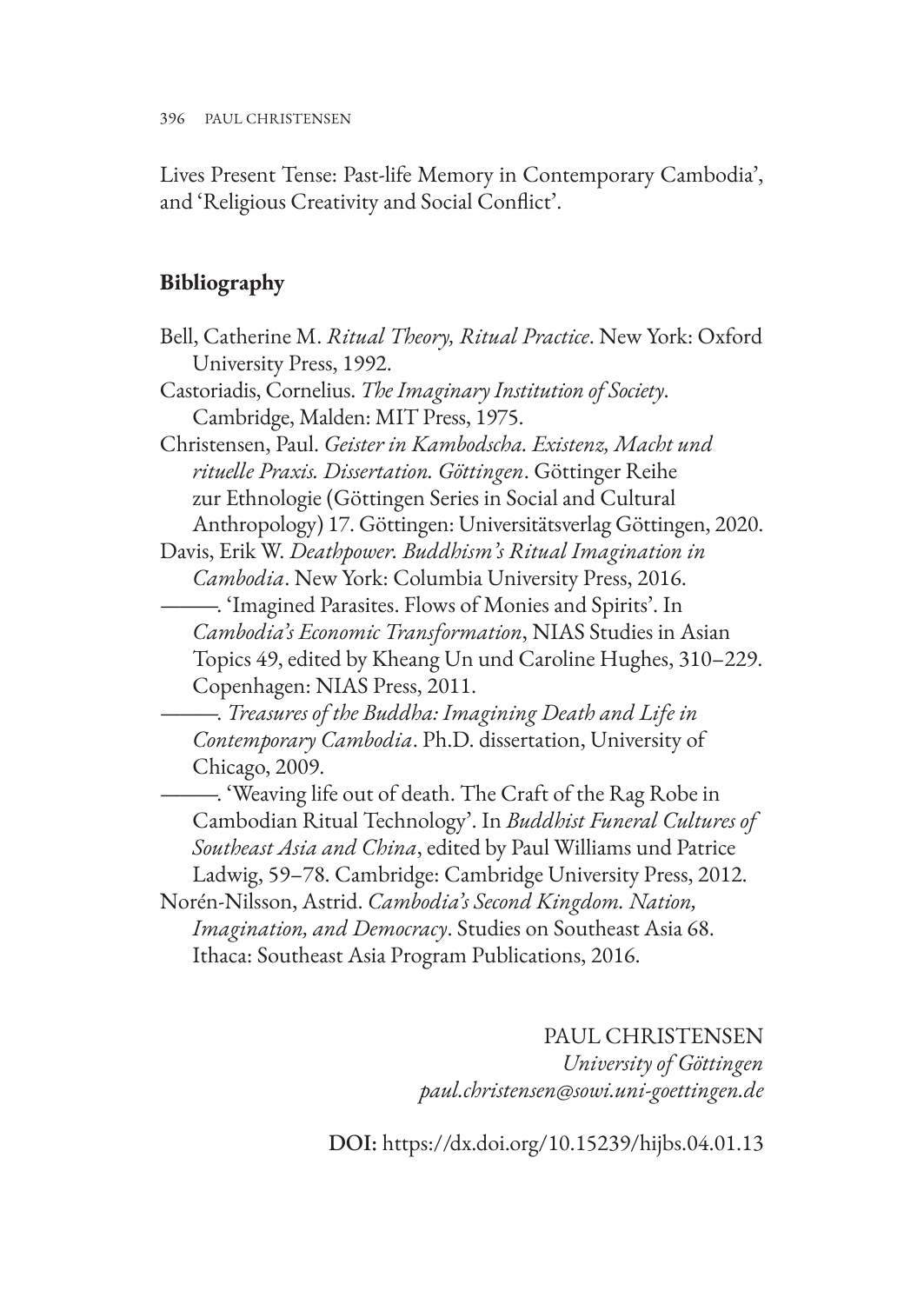Lives Present Tense: Past-life Memory in Contemporary Cambodia', and 'Religious Creativity and Social Conflict'.

## Bibliography

Bell, Catherine M. *Ritual Theory, Ritual Practice*. New York: Oxford University Press, 1992.

Castoriadis, Cornelius. *The Imaginary Institution of Society*. Cambridge, Malden: MIT Press, 1975.

Christensen, Paul. *Geister in Kambodscha. Existenz, Macht und rituelle Praxis. Dissertation. Göttingen*. Göttinger Reihe zur Ethnologie (Göttingen Series in Social and Cultural Anthropology) 17. Göttingen: Universitätsverlag Göttingen, 2020.

Davis, Erik W. *Deathpower. Buddhism's Ritual Imagination in Cambodia*. New York: Columbia University Press, 2016.

———. 'Imagined Parasites. Flows of Monies and Spirits'. In *Cambodia's Economic Transformation*, NIAS Studies in Asian Topics 49, edited by Kheang Un und Caroline Hughes, 310–229. Copenhagen: NIAS Press, 2011.

———. *Treasures of the Buddha: Imagining Death and Life in Contemporary Cambodia*. Ph.D. dissertation, University of Chicago, 2009.

———. 'Weaving life out of death. The Craft of the Rag Robe in Cambodian Ritual Technology'. In *Buddhist Funeral Cultures of Southeast Asia and China*, edited by Paul Williams und Patrice Ladwig, 59–78. Cambridge: Cambridge University Press, 2012.

Norén-Nilsson, Astrid. *Cambodia's Second Kingdom. Nation, Imagination, and Democracy*. Studies on Southeast Asia 68. Ithaca: Southeast Asia Program Publications, 2016.

PAUL CHRISTENSEN
*University of Göttingen*
*paul.christensen@sowi.uni-goettingen.de*

**DOI:** https://dx.doi.org/10.15239/hijbs.04.01.13